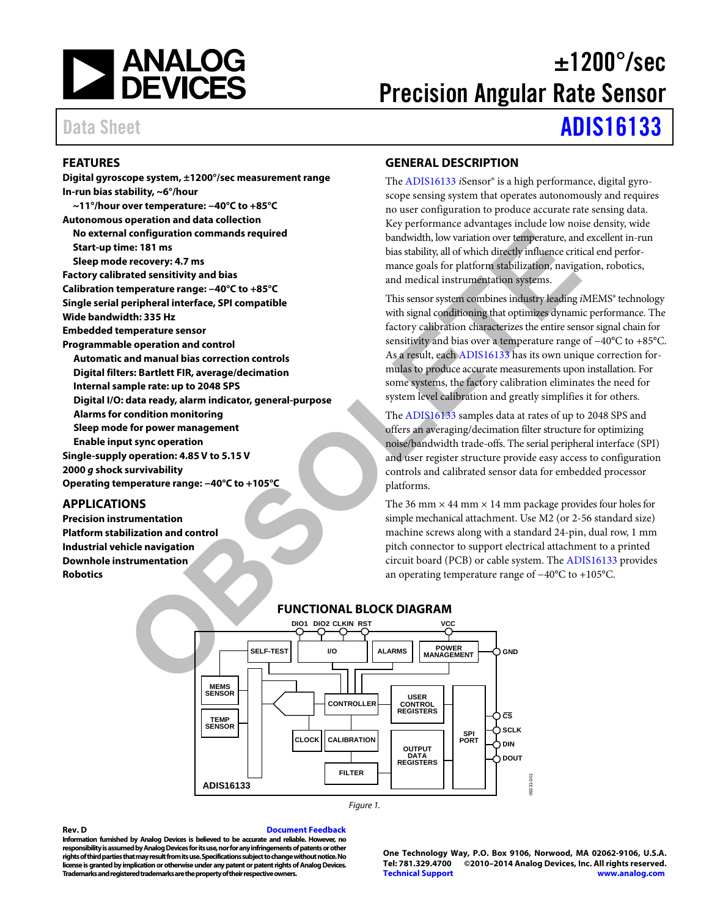# ±1200°/sec Precision Angular Rate Sensor

Data Sheet **ADIS16133**

## FEATURES

**Digital gyroscope system, ±1200°/sec measurement range**
**In-run bias stability, ~6°/hour**
- **~11°/hour over temperature: −40°C to +85°C**

**Autonomous operation and data collection**
- **No external configuration commands required**
- **Start-up time: 181 ms**
- **Sleep mode recovery: 4.7 ms**

**Factory calibrated sensitivity and bias**
**Calibration temperature range: −40°C to +85°C**
**Single serial peripheral interface, SPI compatible**
**Wide bandwidth: 335 Hz**
**Embedded temperature sensor**
**Programmable operation and control**
- **Automatic and manual bias correction controls**
- **Digital filters: Bartlett FIR, average/decimation**
- **Internal sample rate: up to 2048 SPS**
- **Digital I/O: data ready, alarm indicator, general-purpose**
- **Alarms for condition monitoring**
- **Sleep mode for power management**
- **Enable input sync operation**

**Single-supply operation: 4.85 V to 5.15 V**
**2000 *g* shock survivability**
**Operating temperature range: −40°C to +105°C**

## APPLICATIONS

**Precision instrumentation**
**Platform stabilization and control**
**Industrial vehicle navigation**
**Downhole instrumentation**
**Robotics**

## GENERAL DESCRIPTION

The ADIS16133 *i*Sensor® is a high performance, digital gyroscope sensing system that operates autonomously and requires no user configuration to produce accurate rate sensing data. Key performance advantages include low noise density, wide bandwidth, low variation over temperature, and excellent in-run bias stability, all of which directly influence critical end performance goals for platform stabilization, navigation, robotics, and medical instrumentation systems.

This sensor system combines industry leading *i*MEMS® technology with signal conditioning that optimizes dynamic performance. The factory calibration characterizes the entire sensor signal chain for sensitivity and bias over a temperature range of −40°C to +85°C. As a result, each ADIS16133 has its own unique correction formulas to produce accurate measurements upon installation. For some systems, the factory calibration eliminates the need for system level calibration and greatly simplifies it for others.

The ADIS16133 samples data at rates of up to 2048 SPS and offers an averaging/decimation filter structure for optimizing noise/bandwidth trade-offs. The serial peripheral interface (SPI) and user register structure provide easy access to configuration controls and calibrated sensor data for embedded processor platforms.

The 36 mm × 44 mm × 14 mm package provides four holes for simple mechanical attachment. Use M2 (or 2-56 standard size) machine screws along with a standard 24-pin, dual row, 1 mm pitch connector to support electrical attachment to a printed circuit board (PCB) or cable system. The ADIS16133 provides an operating temperature range of −40°C to +105°C.

## FUNCTIONAL BLOCK DIAGRAM

DIO1 DIO2 CLKIN RST VCC SELF-TEST I/O ALARMS POWER MANAGEMENT GND MEMS SENSOR TEMP SENSOR CONTROLLER USER CONTROL REGISTERS CLOCK CALIBRATION OUTPUT DATA REGISTERS SPI PORT CS SCLK DIN DOUT FILTER ADIS16133

Figure 1.

**Rev. D** Document Feedback
Information furnished by Analog Devices is believed to be accurate and reliable. However, no responsibility is assumed by Analog Devices for its use, nor for any infringements of patents or other rights of third parties that may result from its use. Specifications subject to change without notice. No license is granted by implication or otherwise under any patent or patent rights of Analog Devices. Trademarks and registered trademarks are the property of their respective owners.

One Technology Way, P.O. Box 9106, Norwood, MA 02062-9106, U.S.A.
Tel: 781.329.4700 ©2010–2014 Analog Devices, Inc. All rights reserved.
Technical Support www.analog.com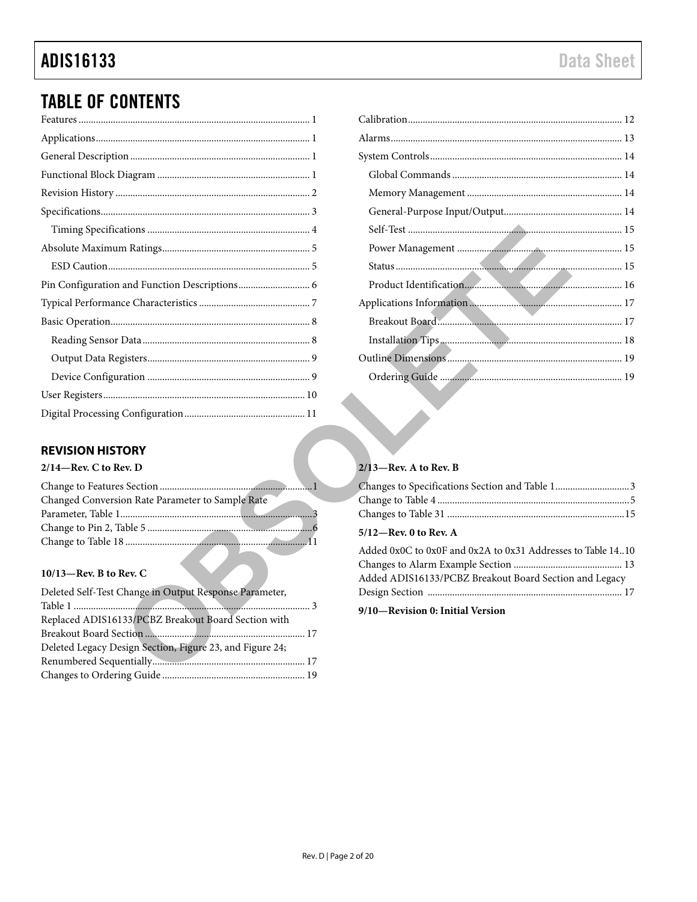# TABLE OF CONTENTS

Features ... 1
Applications ... 1
General Description ... 1
Functional Block Diagram ... 1
Revision History ... 2
Specifications ... 3
  Timing Specifications ... 4
Absolute Maximum Ratings ... 5
  ESD Caution ... 5
Pin Configuration and Function Descriptions ... 6
Typical Performance Characteristics ... 7
Basic Operation ... 8
  Reading Sensor Data ... 8
  Output Data Registers ... 9
  Device Configuration ... 9
User Registers ... 10
Digital Processing Configuration ... 11
Calibration ... 12
Alarms ... 13
System Controls ... 14
  Global Commands ... 14
  Memory Management ... 14
  General-Purpose Input/Output ... 14
  Self-Test ... 15
  Power Management ... 15
  Status ... 15
  Product Identification ... 16
Applications Information ... 17
  Breakout Board ... 17
  Installation Tips ... 18
Outline Dimensions ... 19
  Ordering Guide ... 19

## REVISION HISTORY

**2/14—Rev. C to Rev. D**

Change to Features Section ... 1
Changed Conversion Rate Parameter to Sample Rate Parameter, Table 1 ... 3
Change to Pin 2, Table 5 ... 6
Change to Table 18 ... 11

**10/13—Rev. B to Rev. C**

Deleted Self-Test Change in Output Response Parameter, Table 1 ... 3
Replaced ADIS16133/PCBZ Breakout Board Section with Breakout Board Section ... 17
Deleted Legacy Design Section, Figure 23, and Figure 24; Renumbered Sequentially ... 17
Changes to Ordering Guide ... 19

**2/13—Rev. A to Rev. B**

Changes to Specifications Section and Table 1 ... 3
Change to Table 4 ... 5
Changes to Table 31 ... 15

**5/12—Rev. 0 to Rev. A**

Added 0x0C to 0x0F and 0x2A to 0x31 Addresses to Table 14 .. 10
Changes to Alarm Example Section ... 13
Added ADIS16133/PCBZ Breakout Board Section and Legacy Design Section ... 17

**9/10—Revision 0: Initial Version**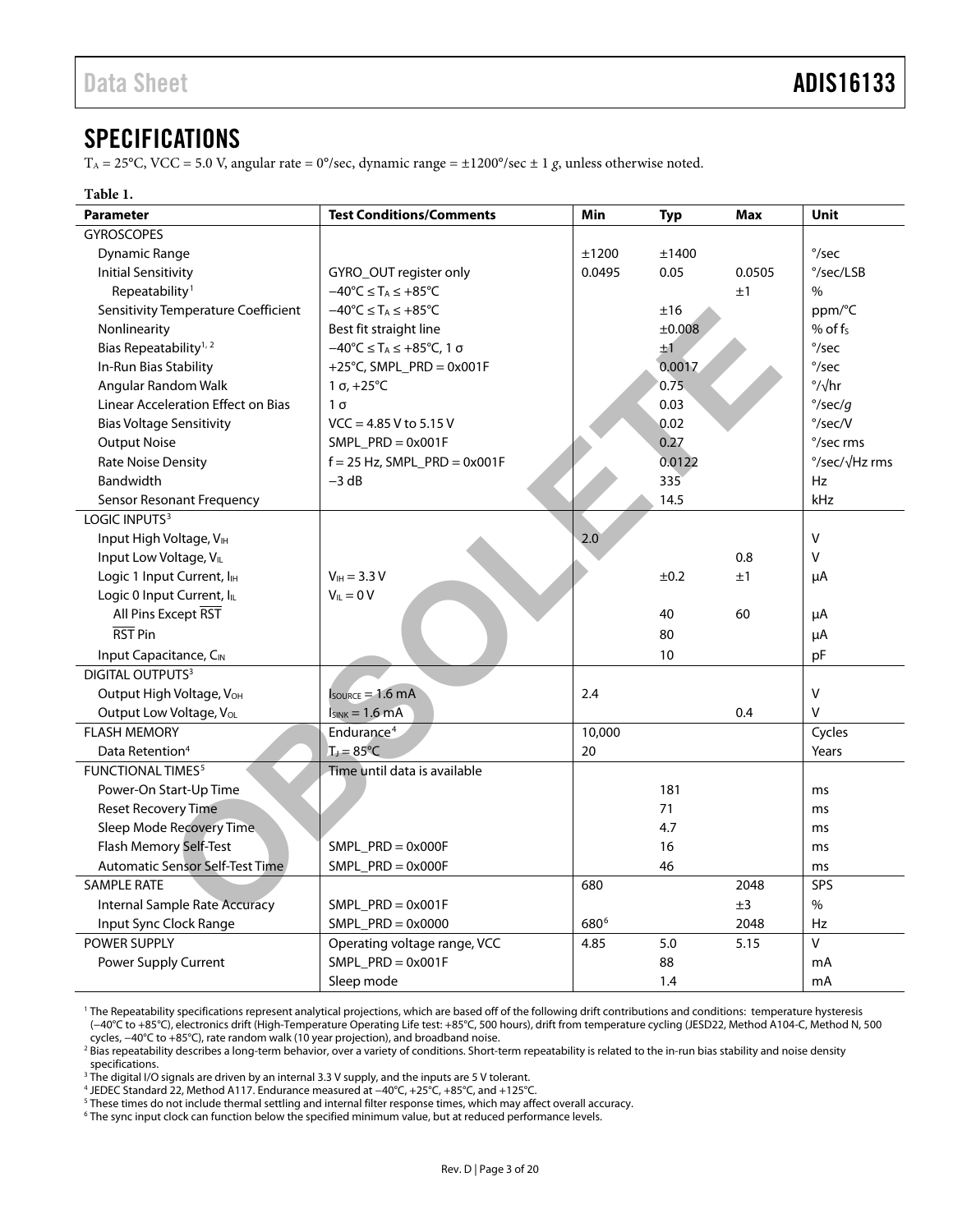## SPECIFICATIONS

$T_A$ = 25°C, VCC = 5.0 V, angular rate = 0°/sec, dynamic range = ±1200°/sec ± 1 *g*, unless otherwise noted.

**Table 1.**

| Parameter | Test Conditions/Comments | Min | Typ | Max | Unit |
|---|---|---|---|---|---|
| GYROSCOPES | | | | | |
| Dynamic Range | | ±1200 | ±1400 | | °/sec |
| Initial Sensitivity | GYRO_OUT register only | 0.0495 | 0.05 | 0.0505 | °/sec/LSB |
| Repeatability[1] | −40°C ≤ $T_A$ ≤ +85°C | | | ±1 | % |
| Sensitivity Temperature Coefficient | −40°C ≤ $T_A$ ≤ +85°C | | ±16 | | ppm/°C |
| Nonlinearity | Best fit straight line | | ±0.008 | | % of $f_S$ |
| Bias Repeatability[1, 2] | −40°C ≤ $T_A$ ≤ +85°C, 1 σ | | ±1 | | °/sec |
| In-Run Bias Stability | +25°C, SMPL_PRD = 0x001F | | 0.0017 | | °/sec |
| Angular Random Walk | 1 σ, +25°C | | 0.75 | | °/√hr |
| Linear Acceleration Effect on Bias | 1 σ | | 0.03 | | °/sec/*g* |
| Bias Voltage Sensitivity | VCC = 4.85 V to 5.15 V | | 0.02 | | °/sec/V |
| Output Noise | SMPL_PRD = 0x001F | | 0.27 | | °/sec rms |
| Rate Noise Density | f = 25 Hz, SMPL_PRD = 0x001F | | 0.0122 | | °/sec/√Hz rms |
| Bandwidth | −3 dB | | 335 | | Hz |
| Sensor Resonant Frequency | | | 14.5 | | kHz |
| LOGIC INPUTS[3] | | | | | |
| Input High Voltage, $V_{IH}$ | | 2.0 | | | V |
| Input Low Voltage, $V_{IL}$ | | | | 0.8 | V |
| Logic 1 Input Current, $I_{IH}$ | $V_{IH}$ = 3.3 V | | ±0.2 | ±1 | µA |
| Logic 0 Input Current, $I_{IL}$ | $V_{IL}$ = 0 V | | | | |
| All Pins Except $\overline{\text{RST}}$ | | | 40 | 60 | µA |
| $\overline{\text{RST}}$ Pin | | | 80 | | µA |
| Input Capacitance, $C_{IN}$ | | | 10 | | pF |
| DIGITAL OUTPUTS[3] | | | | | |
| Output High Voltage, $V_{OH}$ | $I_{SOURCE}$ = 1.6 mA | 2.4 | | | V |
| Output Low Voltage, $V_{OL}$ | $I_{SINK}$ = 1.6 mA | | | 0.4 | V |
| FLASH MEMORY | Endurance[4] | 10,000 | | | Cycles |
| Data Retention[4] | $T_J$ = 85°C | 20 | | | Years |
| FUNCTIONAL TIMES[5] | Time until data is available | | | | |
| Power-On Start-Up Time | | | 181 | | ms |
| Reset Recovery Time | | | 71 | | ms |
| Sleep Mode Recovery Time | | | 4.7 | | ms |
| Flash Memory Self-Test | SMPL_PRD = 0x000F | | 16 | | ms |
| Automatic Sensor Self-Test Time | SMPL_PRD = 0x000F | | 46 | | ms |
| SAMPLE RATE | | 680 | | 2048 | SPS |
| Internal Sample Rate Accuracy | SMPL_PRD = 0x001F | | | ±3 | % |
| Input Sync Clock Range | SMPL_PRD = 0x0000 | 680[6] | | 2048 | Hz |
| POWER SUPPLY | Operating voltage range, VCC | 4.85 | 5.0 | 5.15 | V |
| Power Supply Current | SMPL_PRD = 0x001F | | 88 | | mA |
| | Sleep mode | | 1.4 | | mA |

[1] The Repeatability specifications represent analytical projections, which are based off of the following drift contributions and conditions: temperature hysteresis (−40°C to +85°C), electronics drift (High-Temperature Operating Life test: +85°C, 500 hours), drift from temperature cycling (JESD22, Method A104-C, Method N, 500 cycles, −40°C to +85°C), rate random walk (10 year projection), and broadband noise.

[2] Bias repeatability describes a long-term behavior, over a variety of conditions. Short-term repeatability is related to the in-run bias stability and noise density specifications.

[3] The digital I/O signals are driven by an internal 3.3 V supply, and the inputs are 5 V tolerant.

[4] JEDEC Standard 22, Method A117. Endurance measured at −40°C, +25°C, +85°C, and +125°C.

[5] These times do not include thermal settling and internal filter response times, which may affect overall accuracy.

[6] The sync input clock can function below the specified minimum value, but at reduced performance levels.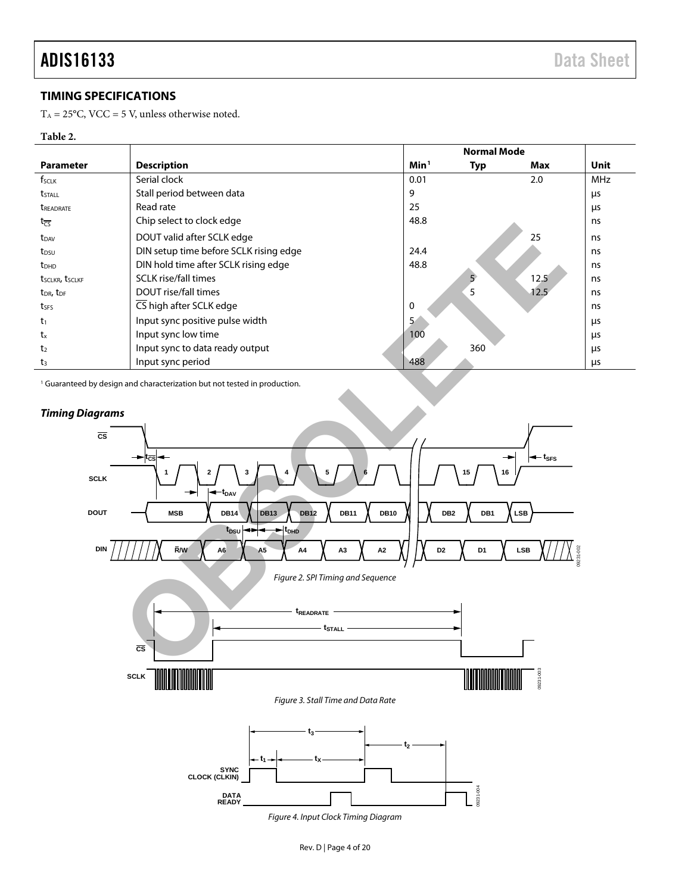## TIMING SPECIFICATIONS

$T_A$ = 25°C, VCC = 5 V, unless otherwise noted.

**Table 2.**

| | | Normal Mode | | | |
|---|---|---|---|---|---|
| **Parameter** | **Description** | **Min**[1] | **Typ** | **Max** | **Unit** |
| $f_{SCLK}$ | Serial clock | 0.01 | | 2.0 | MHz |
| $t_{STALL}$ | Stall period between data | 9 | | | μs |
| $t_{READRATE}$ | Read rate | 25 | | | μs |
| $t_{\overline{CS}}$ | Chip select to clock edge | 48.8 | | | ns |
| $t_{DAV}$ | DOUT valid after SCLK edge | | | 25 | ns |
| $t_{DSU}$ | DIN setup time before SCLK rising edge | 24.4 | | | ns |
| $t_{DHD}$ | DIN hold time after SCLK rising edge | 48.8 | | | ns |
| $t_{SCLKR}$, $t_{SCLKF}$ | SCLK rise/fall times | | 5 | 12.5 | ns |
| $t_{DR}$, $t_{DF}$ | DOUT rise/fall times | | 5 | 12.5 | ns |
| $t_{SFS}$ | $\overline{CS}$ high after SCLK edge | 0 | | | ns |
| $t_1$ | Input sync positive pulse width | 5 | | | μs |
| $t_x$ | Input sync low time | 100 | | | μs |
| $t_2$ | Input sync to data ready output | | 360 | | μs |
| $t_3$ | Input sync period | 488 | | | μs |

[1] Guaranteed by design and characterization but not tested in production.

### *Timing Diagrams*

*Figure 2. SPI Timing and Sequence*

*Figure 3. Stall Time and Data Rate*

*Figure 4. Input Clock Timing Diagram*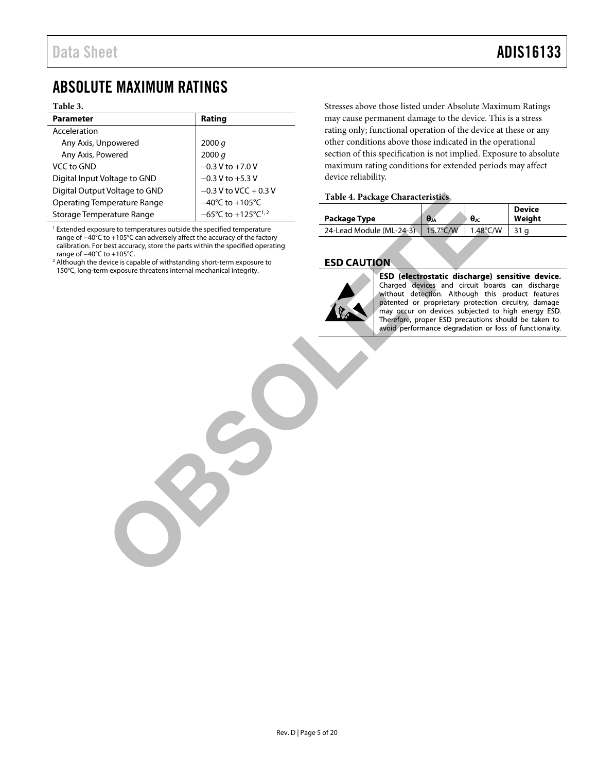# ABSOLUTE MAXIMUM RATINGS

**Table 3.**

| Parameter | Rating |
|---|---|
| Acceleration | |
| Any Axis, Unpowered | 2000 *g* |
| Any Axis, Powered | 2000 *g* |
| VCC to GND | −0.3 V to +7.0 V |
| Digital Input Voltage to GND | −0.3 V to +5.3 V |
| Digital Output Voltage to GND | −0.3 V to VCC + 0.3 V |
| Operating Temperature Range | −40°C to +105°C |
| Storage Temperature Range | −65°C to +125°C[1, 2] |

[1] Extended exposure to temperatures outside the specified temperature range of −40°C to +105°C can adversely affect the accuracy of the factory calibration. For best accuracy, store the parts within the specified operating range of −40°C to +105°C.
[2] Although the device is capable of withstanding short-term exposure to 150°C, long-term exposure threatens internal mechanical integrity.

Stresses above those listed under Absolute Maximum Ratings may cause permanent damage to the device. This is a stress rating only; functional operation of the device at these or any other conditions above those indicated in the operational section of this specification is not implied. Exposure to absolute maximum rating conditions for extended periods may affect device reliability.

**Table 4. Package Characteristics**

| Package Type | $\theta_{JA}$ | $\theta_{JC}$ | Device Weight |
|---|---|---|---|
| 24-Lead Module (ML-24-3) | 15.7°C/W | 1.48°C/W | 31 g |

## ESD CAUTION

**ESD (electrostatic discharge) sensitive device.** Charged devices and circuit boards can discharge without detection. Although this product features patented or proprietary protection circuitry, damage may occur on devices subjected to high energy ESD. Therefore, proper ESD precautions should be taken to avoid performance degradation or loss of functionality.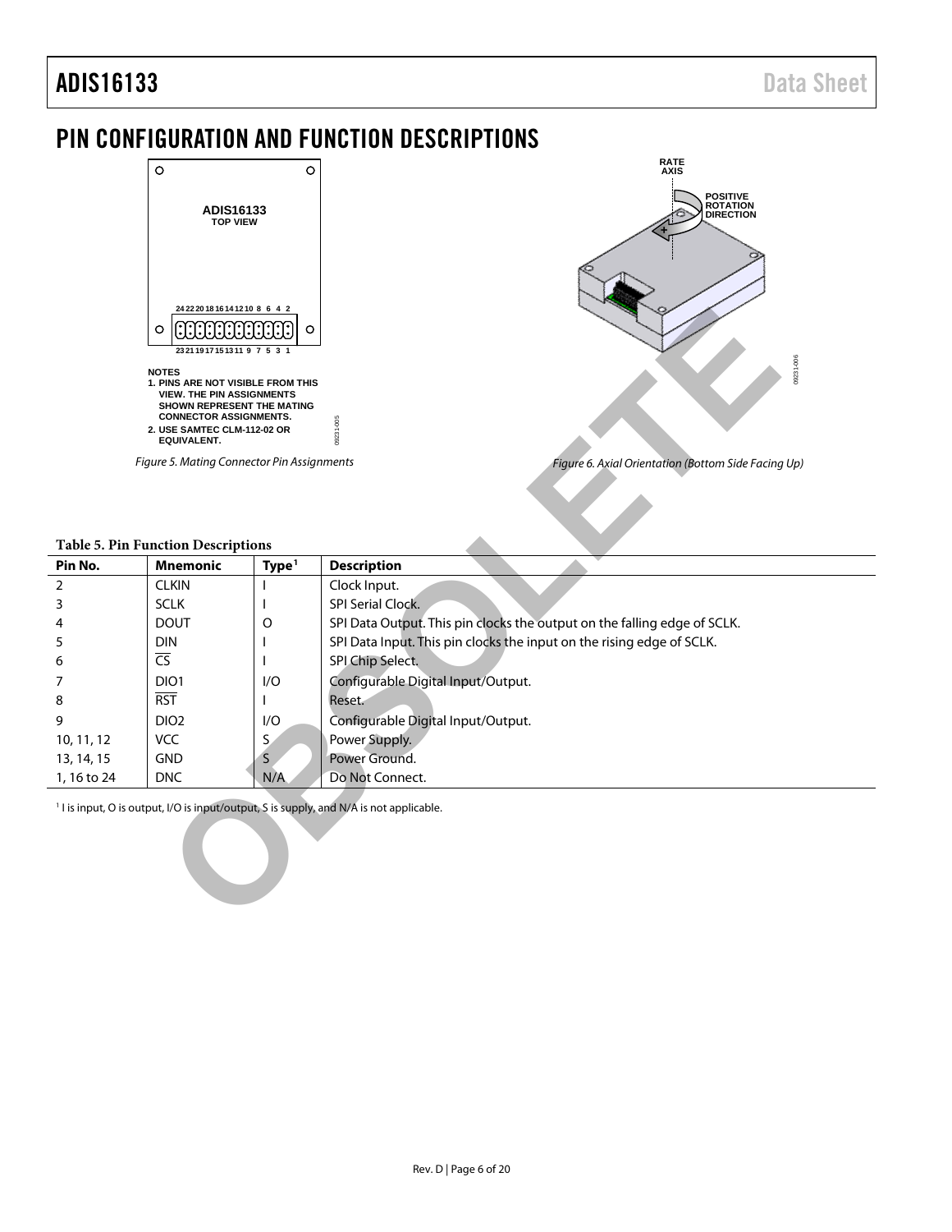# PIN CONFIGURATION AND FUNCTION DESCRIPTIONS

NOTES
1. PINS ARE NOT VISIBLE FROM THIS VIEW. THE PIN ASSIGNMENTS SHOWN REPRESENT THE MATING CONNECTOR ASSIGNMENTS.
2. USE SAMTEC CLM-112-02 OR EQUIVALENT.

*Figure 5. Mating Connector Pin Assignments*

*Figure 6. Axial Orientation (Bottom Side Facing Up)*

**Table 5. Pin Function Descriptions**

| Pin No. | Mnemonic | Type[1] | Description |
|---|---|---|---|
| 2 | CLKIN | I | Clock Input. |
| 3 | SCLK | I | SPI Serial Clock. |
| 4 | DOUT | O | SPI Data Output. This pin clocks the output on the falling edge of SCLK. |
| 5 | DIN | I | SPI Data Input. This pin clocks the input on the rising edge of SCLK. |
| 6 | $\overline{CS}$ | I | SPI Chip Select. |
| 7 | DIO1 | I/O | Configurable Digital Input/Output. |
| 8 | $\overline{RST}$ | I | Reset. |
| 9 | DIO2 | I/O | Configurable Digital Input/Output. |
| 10, 11, 12 | VCC | S | Power Supply. |
| 13, 14, 15 | GND | S | Power Ground. |
| 1, 16 to 24 | DNC | N/A | Do Not Connect. |

[1] I is input, O is output, I/O is input/output, S is supply, and N/A is not applicable.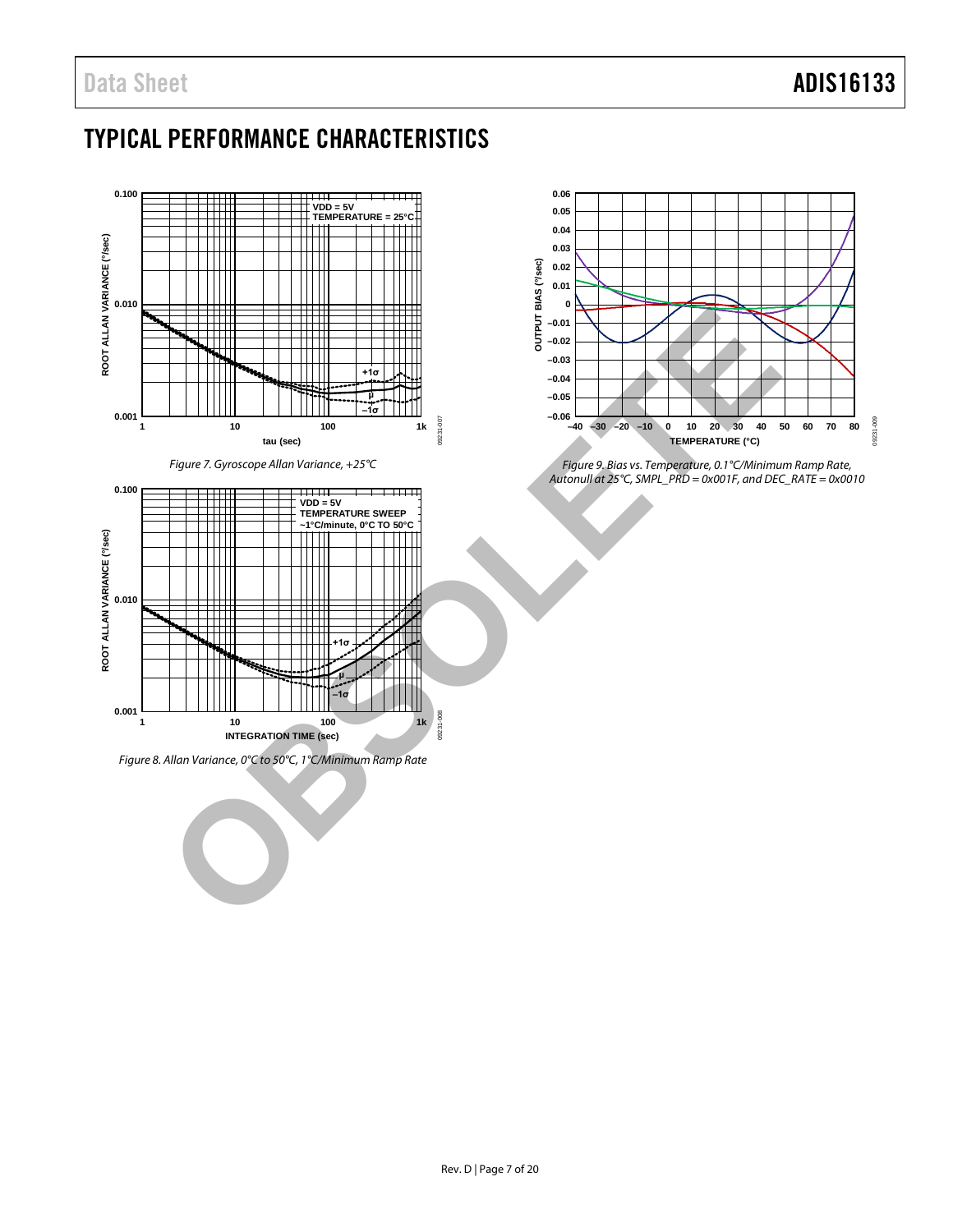# TYPICAL PERFORMANCE CHARACTERISTICS

*Figure 7. Gyroscope Allan Variance, +25°C*

*Figure 8. Allan Variance, 0°C to 50°C, 1°C/Minimum Ramp Rate*

*Figure 9. Bias vs. Temperature, 0.1°C/Minimum Ramp Rate, Autonull at 25°C, SMPL_PRD = 0x001F, and DEC_RATE = 0x0010*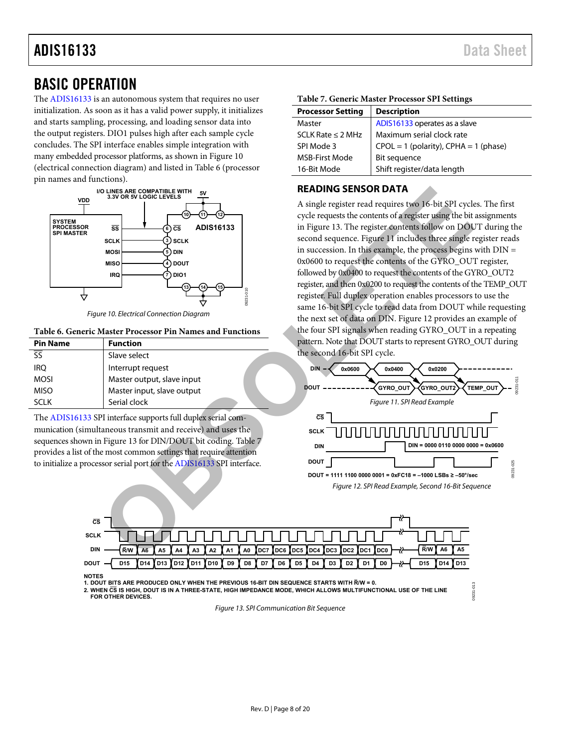# BASIC OPERATION

The ADIS16133 is an autonomous system that requires no user initialization. As soon as it has a valid power supply, it initializes and starts sampling, processing, and loading sensor data into the output registers. DIO1 pulses high after each sample cycle concludes. The SPI interface enables simple integration with many embedded processor platforms, as shown in Figure 10 (electrical connection diagram) and listed in Table 6 (processor pin names and functions).

*Figure 10. Electrical Connection Diagram*

**Table 6. Generic Master Processor Pin Names and Functions**

| Pin Name | Function |
|---|---|
| SS | Slave select |
| IRQ | Interrupt request |
| MOSI | Master output, slave input |
| MISO | Master input, slave output |
| SCLK | Serial clock |

The ADIS16133 SPI interface supports full duplex serial communication (simultaneous transmit and receive) and uses the sequences shown in Figure 13 for DIN/DOUT bit coding. Table 7 provides a list of the most common settings that require attention to initialize a processor serial port for the ADIS16133 SPI interface.

**Table 7. Generic Master Processor SPI Settings**

| Processor Setting | Description |
|---|---|
| Master | ADIS16133 operates as a slave |
| SCLK Rate ≤ 2 MHz | Maximum serial clock rate |
| SPI Mode 3 | CPOL = 1 (polarity), CPHA = 1 (phase) |
| MSB-First Mode | Bit sequence |
| 16-Bit Mode | Shift register/data length |

## READING SENSOR DATA

A single register read requires two 16-bit SPI cycles. The first cycle requests the contents of a register using the bit assignments in Figure 13. The register contents follow on DOUT during the second sequence. Figure 11 includes three single register reads in succession. In this example, the process begins with DIN = 0x0600 to request the contents of the GYRO_OUT register, followed by 0x0400 to request the contents of the GYRO_OUT2 register, and then 0x0200 to request the contents of the TEMP_OUT register. Full duplex operation enables processors to use the same 16-bit SPI cycle to read data from DOUT while requesting the next set of data on DIN. Figure 12 provides an example of the four SPI signals when reading GYRO_OUT in a repeating pattern. Note that DOUT starts to represent GYRO_OUT during the second 16-bit SPI cycle.

*Figure 11. SPI Read Example*

DIN = 0000 0110 0000 0000 = 0x0600

DOUT = 1111 1100 0000 0001 = 0xFC18 = −1000 LSBs ≥ −50°/sec

*Figure 12. SPI Read Example, Second 16-Bit Sequence*

NOTES
1. DOUT BITS ARE PRODUCED ONLY WHEN THE PREVIOUS 16-BIT DIN SEQUENCE STARTS WITH R/W = 0.
2. WHEN CS IS HIGH, DOUT IS IN A THREE-STATE, HIGH IMPEDANCE MODE, WHICH ALLOWS MULTIFUNCTIONAL USE OF THE LINE FOR OTHER DEVICES.

*Figure 13. SPI Communication Bit Sequence*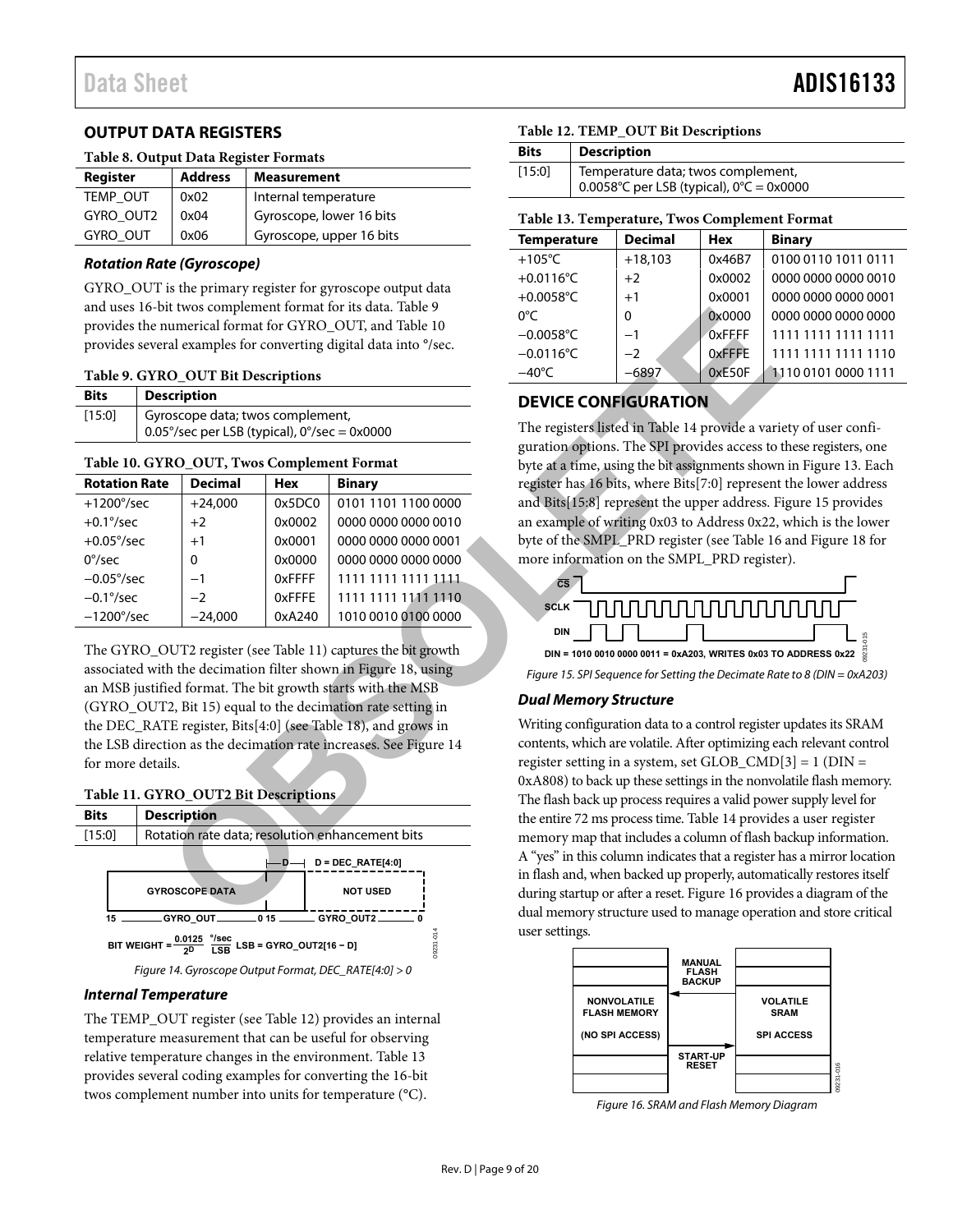## OUTPUT DATA REGISTERS

**Table 8. Output Data Register Formats**

| Register | Address | Measurement |
|---|---|---|
| TEMP_OUT | 0x02 | Internal temperature |
| GYRO_OUT2 | 0x04 | Gyroscope, lower 16 bits |
| GYRO_OUT | 0x06 | Gyroscope, upper 16 bits |

### *Rotation Rate (Gyroscope)*

GYRO_OUT is the primary register for gyroscope output data and uses 16-bit twos complement format for its data. Table 9 provides the numerical format for GYRO_OUT, and Table 10 provides several examples for converting digital data into °/sec.

**Table 9. GYRO_OUT Bit Descriptions**

| Bits | Description |
|---|---|
| [15:0] | Gyroscope data; twos complement, 0.05°/sec per LSB (typical), 0°/sec = 0x0000 |

**Table 10. GYRO_OUT, Twos Complement Format**

| Rotation Rate | Decimal | Hex | Binary |
|---|---|---|---|
| +1200°/sec | +24,000 | 0x5DC0 | 0101 1101 1100 0000 |
| +0.1°/sec | +2 | 0x0002 | 0000 0000 0000 0010 |
| +0.05°/sec | +1 | 0x0001 | 0000 0000 0000 0001 |
| 0°/sec | 0 | 0x0000 | 0000 0000 0000 0000 |
| −0.05°/sec | −1 | 0xFFFF | 1111 1111 1111 1111 |
| −0.1°/sec | −2 | 0xFFFE | 1111 1111 1111 1110 |
| −1200°/sec | −24,000 | 0xA240 | 1010 0010 0100 0000 |

The GYRO_OUT2 register (see Table 11) captures the bit growth associated with the decimation filter shown in Figure 18, using an MSB justified format. The bit growth starts with the MSB (GYRO_OUT2, Bit 15) equal to the decimation rate setting in the DEC_RATE register, Bits[4:0] (see Table 18), and grows in the LSB direction as the decimation rate increases. See Figure 14 for more details.

**Table 11. GYRO_OUT2 Bit Descriptions**

| Bits | Description |
|---|---|
| [15:0] | Rotation rate data; resolution enhancement bits |

D = DEC_RATE[4:0]

GYROSCOPE DATA | NOT USED

15 GYRO_OUT 0 15 GYRO_OUT2 0

$$\text{BIT WEIGHT} = \frac{0.0125}{2^D}\ \frac{°/\text{sec}}{\text{LSB}}\quad \text{LSB} = \text{GYRO\_OUT2}[16 - D]$$

*Figure 14. Gyroscope Output Format, DEC_RATE[4:0] > 0*

### *Internal Temperature*

The TEMP_OUT register (see Table 12) provides an internal temperature measurement that can be useful for observing relative temperature changes in the environment. Table 13 provides several coding examples for converting the 16-bit twos complement number into units for temperature (°C).

**Table 12. TEMP_OUT Bit Descriptions**

| Bits | Description |
|---|---|
| [15:0] | Temperature data; twos complement, 0.0058°C per LSB (typical), 0°C = 0x0000 |

**Table 13. Temperature, Twos Complement Format**

| Temperature | Decimal | Hex | Binary |
|---|---|---|---|
| +105°C | +18,103 | 0x46B7 | 0100 0110 1011 0111 |
| +0.0116°C | +2 | 0x0002 | 0000 0000 0000 0010 |
| +0.0058°C | +1 | 0x0001 | 0000 0000 0000 0001 |
| 0°C | 0 | 0x0000 | 0000 0000 0000 0000 |
| −0.0058°C | −1 | 0xFFFF | 1111 1111 1111 1111 |
| −0.0116°C | −2 | 0xFFFE | 1111 1111 1111 1110 |
| −40°C | −6897 | 0xE50F | 1110 0101 0000 1111 |

## DEVICE CONFIGURATION

The registers listed in Table 14 provide a variety of user configuration options. The SPI provides access to these registers, one byte at a time, using the bit assignments shown in Figure 13. Each register has 16 bits, where Bits[7:0] represent the lower address and Bits[15:8] represent the upper address. Figure 15 provides an example of writing 0x03 to Address 0x22, which is the lower byte of the SMPL_PRD register (see Table 16 and Figure 18 for more information on the SMPL_PRD register).

CS

SCLK

DIN

DIN = 1010 0010 0000 0011 = 0xA203, WRITES 0x03 TO ADDRESS 0x22

*Figure 15. SPI Sequence for Setting the Decimate Rate to 8 (DIN = 0xA203)*

### *Dual Memory Structure*

Writing configuration data to a control register updates its SRAM contents, which are volatile. After optimizing each relevant control register setting in a system, set GLOB_CMD[3] = 1 (DIN = 0xA808) to back up these settings in the nonvolatile flash memory. The flash back up process requires a valid power supply level for the entire 72 ms process time. Table 14 provides a user register memory map that includes a column of flash backup information. A "yes" in this column indicates that a register has a mirror location in flash and, when backed up properly, automatically restores itself during startup or after a reset. Figure 16 provides a diagram of the dual memory structure used to manage operation and store critical user settings.

NONVOLATILE FLASH MEMORY (NO SPI ACCESS) | MANUAL FLASH BACKUP | START-UP RESET | VOLATILE SRAM SPI ACCESS

*Figure 16. SRAM and Flash Memory Diagram*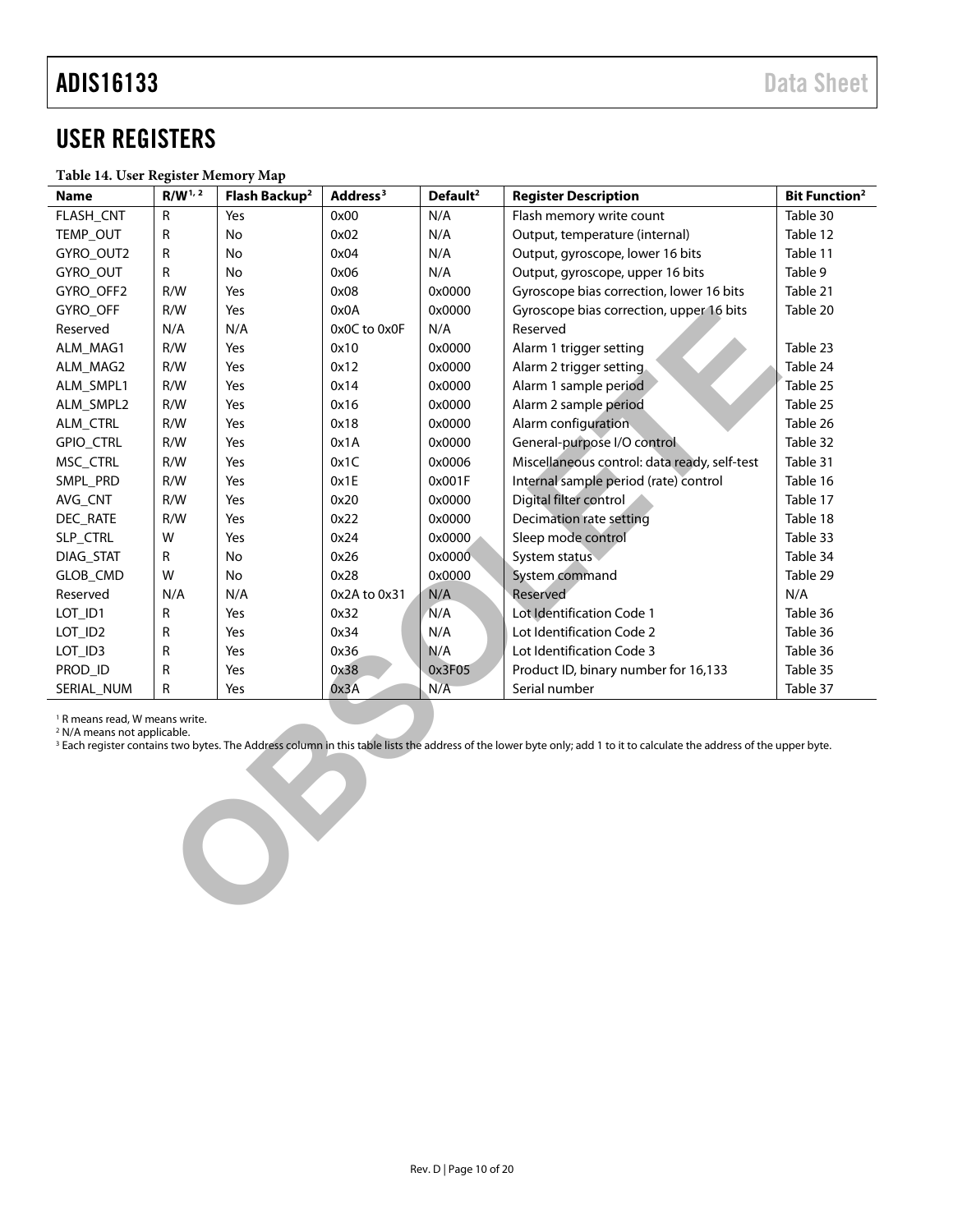# USER REGISTERS

**Table 14. User Register Memory Map**

| Name | R/W[1, 2] | Flash Backup[2] | Address[3] | Default[2] | Register Description | Bit Function[2] |
|---|---|---|---|---|---|---|
| FLASH_CNT | R | Yes | 0x00 | N/A | Flash memory write count | Table 30 |
| TEMP_OUT | R | No | 0x02 | N/A | Output, temperature (internal) | Table 12 |
| GYRO_OUT2 | R | No | 0x04 | N/A | Output, gyroscope, lower 16 bits | Table 11 |
| GYRO_OUT | R | No | 0x06 | N/A | Output, gyroscope, upper 16 bits | Table 9 |
| GYRO_OFF2 | R/W | Yes | 0x08 | 0x0000 | Gyroscope bias correction, lower 16 bits | Table 21 |
| GYRO_OFF | R/W | Yes | 0x0A | 0x0000 | Gyroscope bias correction, upper 16 bits | Table 20 |
| Reserved | N/A | N/A | 0x0C to 0x0F | N/A | Reserved | |
| ALM_MAG1 | R/W | Yes | 0x10 | 0x0000 | Alarm 1 trigger setting | Table 23 |
| ALM_MAG2 | R/W | Yes | 0x12 | 0x0000 | Alarm 2 trigger setting | Table 24 |
| ALM_SMPL1 | R/W | Yes | 0x14 | 0x0000 | Alarm 1 sample period | Table 25 |
| ALM_SMPL2 | R/W | Yes | 0x16 | 0x0000 | Alarm 2 sample period | Table 25 |
| ALM_CTRL | R/W | Yes | 0x18 | 0x0000 | Alarm configuration | Table 26 |
| GPIO_CTRL | R/W | Yes | 0x1A | 0x0000 | General-purpose I/O control | Table 32 |
| MSC_CTRL | R/W | Yes | 0x1C | 0x0006 | Miscellaneous control: data ready, self-test | Table 31 |
| SMPL_PRD | R/W | Yes | 0x1E | 0x001F | Internal sample period (rate) control | Table 16 |
| AVG_CNT | R/W | Yes | 0x20 | 0x0000 | Digital filter control | Table 17 |
| DEC_RATE | R/W | Yes | 0x22 | 0x0000 | Decimation rate setting | Table 18 |
| SLP_CTRL | W | Yes | 0x24 | 0x0000 | Sleep mode control | Table 33 |
| DIAG_STAT | R | No | 0x26 | 0x0000 | System status | Table 34 |
| GLOB_CMD | W | No | 0x28 | 0x0000 | System command | Table 29 |
| Reserved | N/A | N/A | 0x2A to 0x31 | N/A | Reserved | N/A |
| LOT_ID1 | R | Yes | 0x32 | N/A | Lot Identification Code 1 | Table 36 |
| LOT_ID2 | R | Yes | 0x34 | N/A | Lot Identification Code 2 | Table 36 |
| LOT_ID3 | R | Yes | 0x36 | N/A | Lot Identification Code 3 | Table 36 |
| PROD_ID | R | Yes | 0x38 | 0x3F05 | Product ID, binary number for 16,133 | Table 35 |
| SERIAL_NUM | R | Yes | 0x3A | N/A | Serial number | Table 37 |

[1] R means read, W means write.
[2] N/A means not applicable.
[3] Each register contains two bytes. The Address column in this table lists the address of the lower byte only; add 1 to it to calculate the address of the upper byte.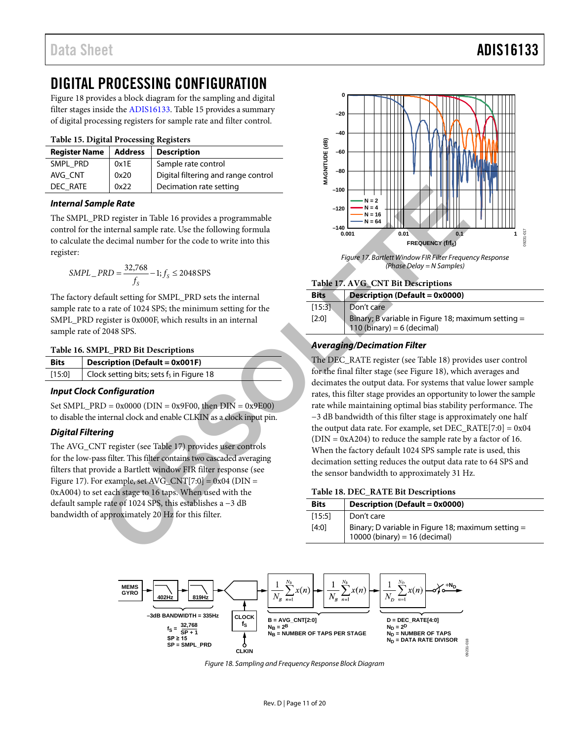# DIGITAL PROCESSING CONFIGURATION

Figure 18 provides a block diagram for the sampling and digital filter stages inside the ADIS16133. Table 15 provides a summary of digital processing registers for sample rate and filter control.

**Table 15. Digital Processing Registers**

| Register Name | Address | Description |
|---|---|---|
| SMPL_PRD | 0x1E | Sample rate control |
| AVG_CNT | 0x20 | Digital filtering and range control |
| DEC_RATE | 0x22 | Decimation rate setting |

### *Internal Sample Rate*

The SMPL_PRD register in Table 16 provides a programmable control for the internal sample rate. Use the following formula to calculate the decimal number for the code to write into this register:

$$SMPL\_PRD = \frac{32{,}768}{f_S} - 1; f_S \leq 2048\,\text{SPS}$$

The factory default setting for SMPL_PRD sets the internal sample rate to a rate of 1024 SPS; the minimum setting for the SMPL_PRD register is 0x000F, which results in an internal sample rate of 2048 SPS.

**Table 16. SMPL_PRD Bit Descriptions**

| Bits | Description (Default = 0x001F) |
|---|---|
| [15:0] | Clock setting bits; sets $f_S$ in Figure 18 |

### *Input Clock Configuration*

Set SMPL_PRD = 0x0000 (DIN = 0x9F00, then DIN = 0x9E00) to disable the internal clock and enable CLKIN as a clock input pin.

### *Digital Filtering*

The AVG_CNT register (see Table 17) provides user controls for the low-pass filter. This filter contains two cascaded averaging filters that provide a Bartlett window FIR filter response (see Figure 17). For example, set AVG_CNT[7:0] = 0x04 (DIN = 0xA004) to set each stage to 16 taps. When used with the default sample rate of 1024 SPS, this establishes a −3 dB bandwidth of approximately 20 Hz for this filter.

*Figure 17. Bartlett Window FIR Filter Frequency Response (Phase Delay = N Samples)*

**Table 17. AVG_CNT Bit Descriptions**

| Bits | Description (Default = 0x0000) |
|---|---|
| [15:3] | Don't care |
| [2:0] | Binary; B variable in Figure 18; maximum setting = 110 (binary) = 6 (decimal) |

### *Averaging/Decimation Filter*

The DEC_RATE register (see Table 18) provides user control for the final filter stage (see Figure 18), which averages and decimates the output data. For systems that value lower sample rates, this filter stage provides an opportunity to lower the sample rate while maintaining optimal bias stability performance. The −3 dB bandwidth of this filter stage is approximately one half the output data rate. For example, set DEC_RATE[7:0] = 0x04 (DIN = 0xA204) to reduce the sample rate by a factor of 16. When the factory default 1024 SPS sample rate is used, this decimation setting reduces the output data rate to 64 SPS and the sensor bandwidth to approximately 31 Hz.

**Table 18. DEC_RATE Bit Descriptions**

| Bits | Description (Default = 0x0000) |
|---|---|
| [15:5] | Don't care |
| [4:0] | Binary; D variable in Figure 18; maximum setting = 10000 (binary) = 16 (decimal) |

*Figure 18. Sampling and Frequency Response Block Diagram*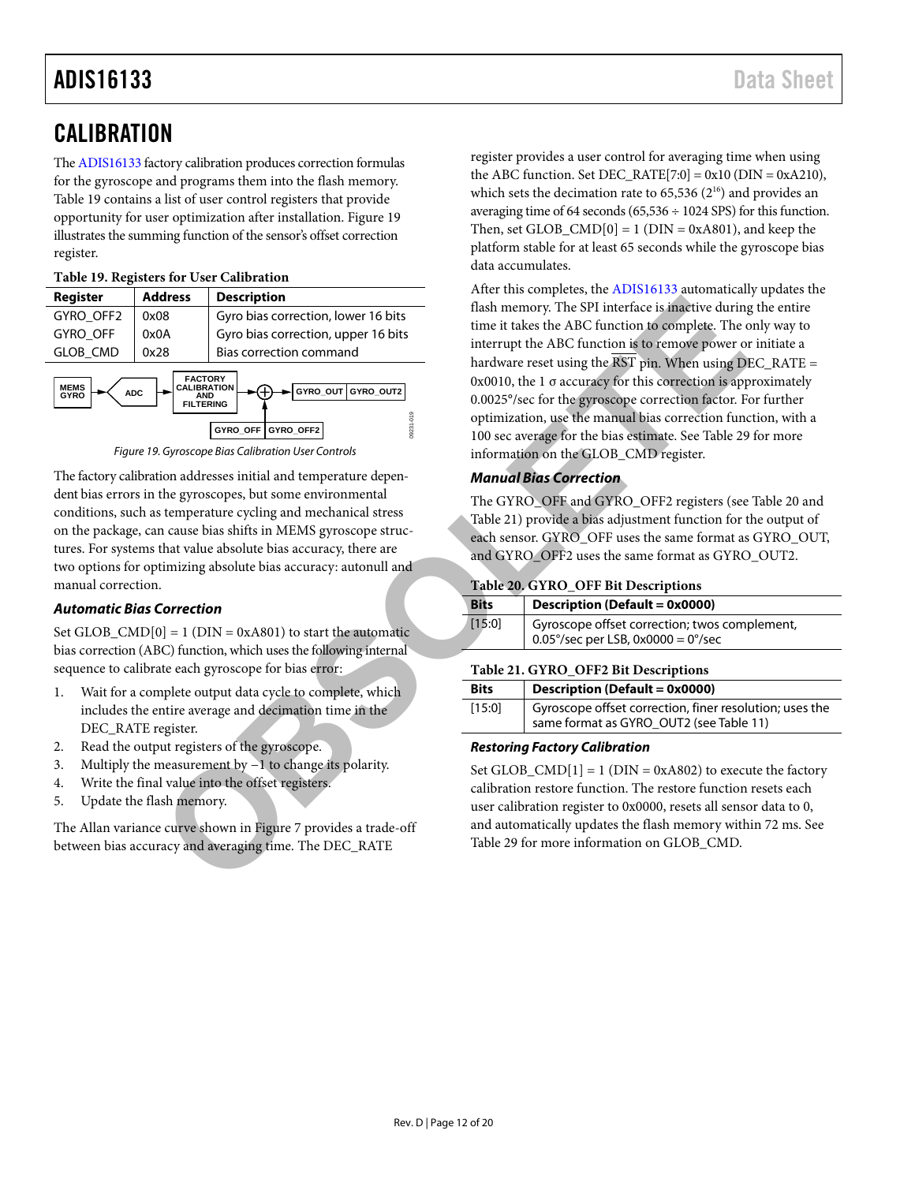# CALIBRATION

The ADIS16133 factory calibration produces correction formulas for the gyroscope and programs them into the flash memory. Table 19 contains a list of user control registers that provide opportunity for user optimization after installation. Figure 19 illustrates the summing function of the sensor's offset correction register.

**Table 19. Registers for User Calibration**

| Register | Address | Description |
|---|---|---|
| GYRO_OFF2 | 0x08 | Gyro bias correction, lower 16 bits |
| GYRO_OFF | 0x0A | Gyro bias correction, upper 16 bits |
| GLOB_CMD | 0x28 | Bias correction command |

*Figure 19. Gyroscope Bias Calibration User Controls*

The factory calibration addresses initial and temperature dependent bias errors in the gyroscopes, but some environmental conditions, such as temperature cycling and mechanical stress on the package, can cause bias shifts in MEMS gyroscope structures. For systems that value absolute bias accuracy, there are two options for optimizing absolute bias accuracy: autonull and manual correction.

### *Automatic Bias Correction*

Set GLOB_CMD[0] = 1 (DIN = 0xA801) to start the automatic bias correction (ABC) function, which uses the following internal sequence to calibrate each gyroscope for bias error:

1. Wait for a complete output data cycle to complete, which includes the entire average and decimation time in the DEC_RATE register.
2. Read the output registers of the gyroscope.
3. Multiply the measurement by −1 to change its polarity.
4. Write the final value into the offset registers.
5. Update the flash memory.

The Allan variance curve shown in Figure 7 provides a trade-off between bias accuracy and averaging time. The DEC_RATE register provides a user control for averaging time when using the ABC function. Set DEC_RATE[7:0] = 0x10 (DIN = 0xA210), which sets the decimation rate to 65,536 ($2^{16}$) and provides an averaging time of 64 seconds (65,536 ÷ 1024 SPS) for this function. Then, set GLOB_CMD[0] = 1 (DIN = 0xA801), and keep the platform stable for at least 65 seconds while the gyroscope bias data accumulates.

After this completes, the ADIS16133 automatically updates the flash memory. The SPI interface is inactive during the entire time it takes the ABC function to complete. The only way to interrupt the ABC function is to remove power or initiate a hardware reset using the $\overline{\text{RST}}$ pin. When using DEC_RATE = 0x0010, the 1 σ accuracy for this correction is approximately 0.0025°/sec for the gyroscope correction factor. For further optimization, use the manual bias correction function, with a 100 sec average for the bias estimate. See Table 29 for more information on the GLOB_CMD register.

### *Manual Bias Correction*

The GYRO_OFF and GYRO_OFF2 registers (see Table 20 and Table 21) provide a bias adjustment function for the output of each sensor. GYRO_OFF uses the same format as GYRO_OUT, and GYRO_OFF2 uses the same format as GYRO_OUT2.

**Table 20. GYRO_OFF Bit Descriptions**

| Bits | Description (Default = 0x0000) |
|---|---|
| [15:0] | Gyroscope offset correction; twos complement, 0.05°/sec per LSB, 0x0000 = 0°/sec |

**Table 21. GYRO_OFF2 Bit Descriptions**

| Bits | Description (Default = 0x0000) |
|---|---|
| [15:0] | Gyroscope offset correction, finer resolution; uses the same format as GYRO_OUT2 (see Table 11) |

### *Restoring Factory Calibration*

Set GLOB_CMD[1] = 1 (DIN = 0xA802) to execute the factory calibration restore function. The restore function resets each user calibration register to 0x0000, resets all sensor data to 0, and automatically updates the flash memory within 72 ms. See Table 29 for more information on GLOB_CMD.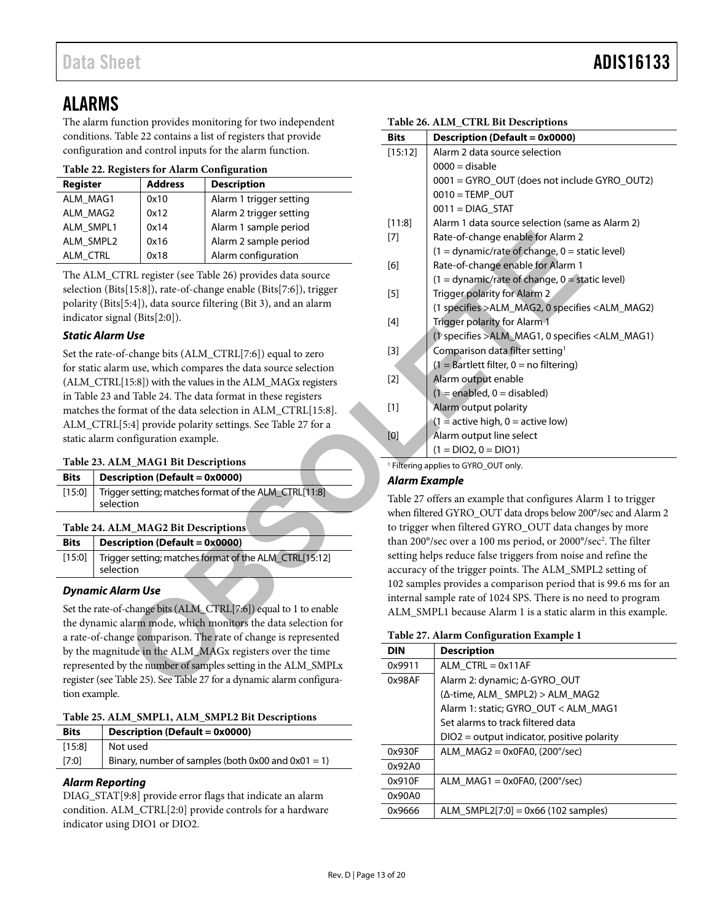## ALARMS

The alarm function provides monitoring for two independent conditions. Table 22 contains a list of registers that provide configuration and control inputs for the alarm function.

**Table 22. Registers for Alarm Configuration**

| Register | Address | Description |
|---|---|---|
| ALM_MAG1 | 0x10 | Alarm 1 trigger setting |
| ALM_MAG2 | 0x12 | Alarm 2 trigger setting |
| ALM_SMPL1 | 0x14 | Alarm 1 sample period |
| ALM_SMPL2 | 0x16 | Alarm 2 sample period |
| ALM_CTRL | 0x18 | Alarm configuration |

The ALM_CTRL register (see Table 26) provides data source selection (Bits[15:8]), rate-of-change enable (Bits[7:6]), trigger polarity (Bits[5:4]), data source filtering (Bit 3), and an alarm indicator signal (Bits[2:0]).

### *Static Alarm Use*

Set the rate-of-change bits (ALM_CTRL[7:6]) equal to zero for static alarm use, which compares the data source selection (ALM_CTRL[15:8]) with the values in the ALM_MAGx registers in Table 23 and Table 24. The data format in these registers matches the format of the data selection in ALM_CTRL[15:8]. ALM_CTRL[5:4] provide polarity settings. See Table 27 for a static alarm configuration example.

**Table 23. ALM_MAG1 Bit Descriptions**

| Bits | Description (Default = 0x0000) |
|---|---|
| [15:0] | Trigger setting; matches format of the ALM_CTRL[11:8] selection |

**Table 24. ALM_MAG2 Bit Descriptions**

| Bits | Description (Default = 0x0000) |
|---|---|
| [15:0] | Trigger setting; matches format of the ALM_CTRL[15:12] selection |

### *Dynamic Alarm Use*

Set the rate-of-change bits (ALM_CTRL[7:6]) equal to 1 to enable the dynamic alarm mode, which monitors the data selection for a rate-of-change comparison. The rate of change is represented by the magnitude in the ALM_MAGx registers over the time represented by the number of samples setting in the ALM_SMPLx register (see Table 25). See Table 27 for a dynamic alarm configuration example.

**Table 25. ALM_SMPL1, ALM_SMPL2 Bit Descriptions**

| Bits | Description (Default = 0x0000) |
|---|---|
| [15:8] | Not used |
| [7:0] | Binary, number of samples (both 0x00 and 0x01 = 1) |

### *Alarm Reporting*

DIAG_STAT[9:8] provide error flags that indicate an alarm condition. ALM_CTRL[2:0] provide controls for a hardware indicator using DIO1 or DIO2.

**Table 26. ALM_CTRL Bit Descriptions**

| Bits | Description (Default = 0x0000) |
|---|---|
| [15:12] | Alarm 2 data source selection<br>0000 = disable<br>0001 = GYRO_OUT (does not include GYRO_OUT2)<br>0010 = TEMP_OUT<br>0011 = DIAG_STAT |
| [11:8] | Alarm 1 data source selection (same as Alarm 2) |
| [7] | Rate-of-change enable for Alarm 2<br>(1 = dynamic/rate of change, 0 = static level) |
| [6] | Rate-of-change enable for Alarm 1<br>(1 = dynamic/rate of change, 0 = static level) |
| [5] | Trigger polarity for Alarm 2<br>(1 specifies >ALM_MAG2, 0 specifies <ALM_MAG2) |
| [4] | Trigger polarity for Alarm 1<br>(1 specifies >ALM_MAG1, 0 specifies <ALM_MAG1) |
| [3] | Comparison data filter setting[1]<br>(1 = Bartlett filter, 0 = no filtering) |
| [2] | Alarm output enable<br>(1 = enabled, 0 = disabled) |
| [1] | Alarm output polarity<br>(1 = active high, 0 = active low) |
| [0] | Alarm output line select<br>(1 = DIO2, 0 = DIO1) |

[1] Filtering applies to GYRO_OUT only.

### *Alarm Example*

Table 27 offers an example that configures Alarm 1 to trigger when filtered GYRO_OUT data drops below 200°/sec and Alarm 2 to trigger when filtered GYRO_OUT data changes by more than 200°/sec over a 100 ms period, or 2000°/sec². The filter setting helps reduce false triggers from noise and refine the accuracy of the trigger points. The ALM_SMPL2 setting of 102 samples provides a comparison period that is 99.6 ms for an internal sample rate of 1024 SPS. There is no need to program ALM_SMPL1 because Alarm 1 is a static alarm in this example.

**Table 27. Alarm Configuration Example 1**

| DIN | Description |
|---|---|
| 0x9911<br>0x98AF | ALM_CTRL = 0x11AF<br>Alarm 2: dynamic; Δ-GYRO_OUT<br>(Δ-time, ALM_ SMPL2) > ALM_MAG2<br>Alarm 1: static; GYRO_OUT < ALM_MAG1<br>Set alarms to track filtered data<br>DIO2 = output indicator, positive polarity |
| 0x930F<br>0x92A0 | ALM_MAG2 = 0x0FA0, (200°/sec) |
| 0x910F<br>0x90A0 | ALM_MAG1 = 0x0FA0, (200°/sec) |
| 0x9666 | ALM_SMPL2[7:0] = 0x66 (102 samples) |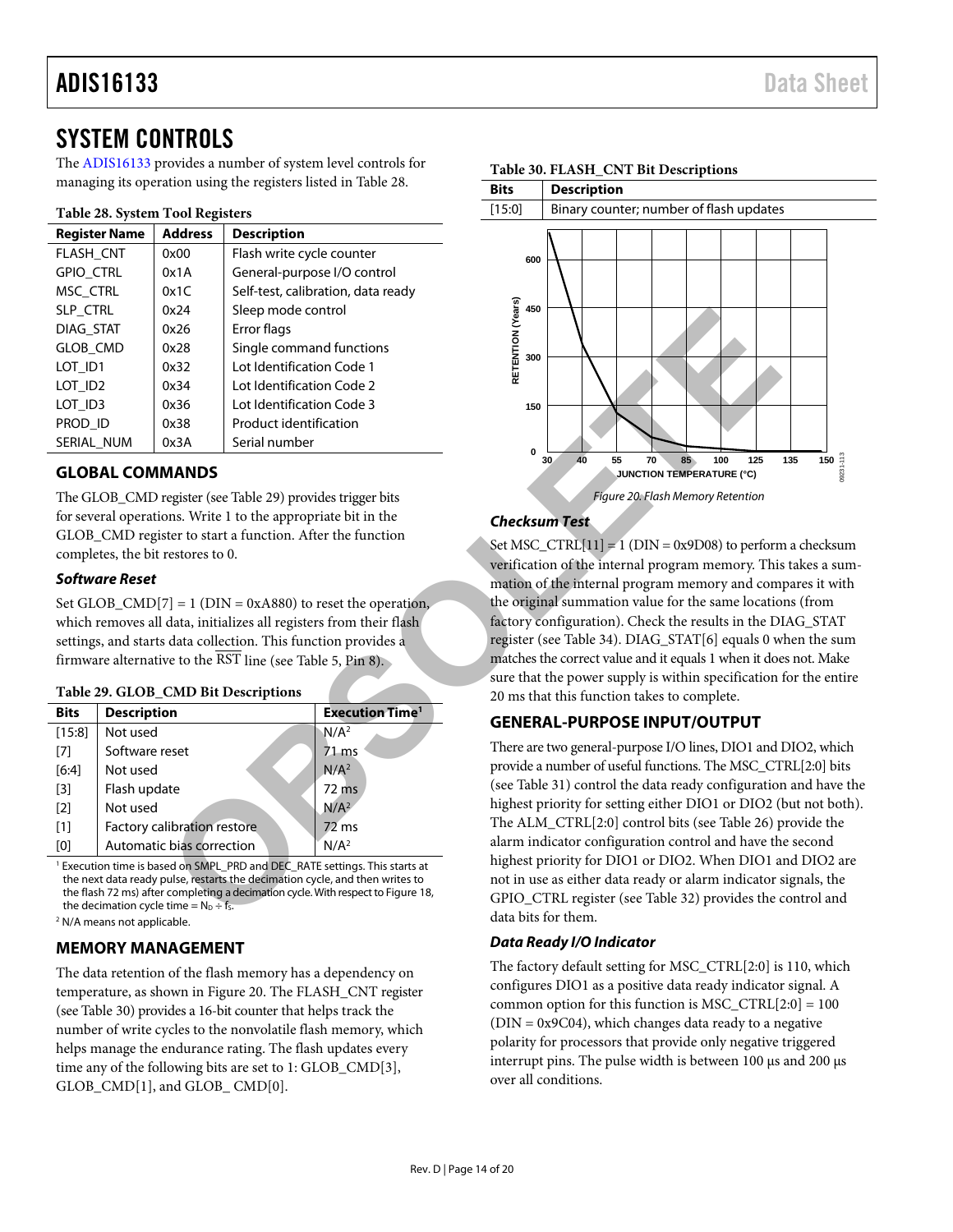# SYSTEM CONTROLS

The ADIS16133 provides a number of system level controls for managing its operation using the registers listed in Table 28.

**Table 28. System Tool Registers**

| Register Name | Address | Description |
|---|---|---|
| FLASH_CNT | 0x00 | Flash write cycle counter |
| GPIO_CTRL | 0x1A | General-purpose I/O control |
| MSC_CTRL | 0x1C | Self-test, calibration, data ready |
| SLP_CTRL | 0x24 | Sleep mode control |
| DIAG_STAT | 0x26 | Error flags |
| GLOB_CMD | 0x28 | Single command functions |
| LOT_ID1 | 0x32 | Lot Identification Code 1 |
| LOT_ID2 | 0x34 | Lot Identification Code 2 |
| LOT_ID3 | 0x36 | Lot Identification Code 3 |
| PROD_ID | 0x38 | Product identification |
| SERIAL_NUM | 0x3A | Serial number |

## GLOBAL COMMANDS

The GLOB_CMD register (see Table 29) provides trigger bits for several operations. Write 1 to the appropriate bit in the GLOB_CMD register to start a function. After the function completes, the bit restores to 0.

### *Software Reset*

Set GLOB_CMD[7] = 1 (DIN = 0xA880) to reset the operation, which removes all data, initializes all registers from their flash settings, and starts data collection. This function provides a firmware alternative to the $\overline{RST}$ line (see Table 5, Pin 8).

**Table 29. GLOB_CMD Bit Descriptions**

| Bits | Description | Execution Time[1] |
|---|---|---|
| [15:8] | Not used | N/A[2] |
| [7] | Software reset | 71 ms |
| [6:4] | Not used | N/A[2] |
| [3] | Flash update | 72 ms |
| [2] | Not used | N/A[2] |
| [1] | Factory calibration restore | 72 ms |
| [0] | Automatic bias correction | N/A[2] |

[1] Execution time is based on SMPL_PRD and DEC_RATE settings. This starts at the next data ready pulse, restarts the decimation cycle, and then writes to the flash 72 ms) after completing a decimation cycle. With respect to Figure 18, the decimation cycle time = $N_D \div f_S$.

[2] N/A means not applicable.

## MEMORY MANAGEMENT

The data retention of the flash memory has a dependency on temperature, as shown in Figure 20. The FLASH_CNT register (see Table 30) provides a 16-bit counter that helps track the number of write cycles to the nonvolatile flash memory, which helps manage the endurance rating. The flash updates every time any of the following bits are set to 1: GLOB_CMD[3], GLOB_CMD[1], and GLOB_ CMD[0].

**Table 30. FLASH_CNT Bit Descriptions**

| Bits | Description |
|---|---|
| [15:0] | Binary counter; number of flash updates |

*Figure 20. Flash Memory Retention*

### *Checksum Test*

Set MSC_CTRL[11] = 1 (DIN = 0x9D08) to perform a checksum verification of the internal program memory. This takes a summation of the internal program memory and compares it with the original summation value for the same locations (from factory configuration). Check the results in the DIAG_STAT register (see Table 34). DIAG_STAT[6] equals 0 when the sum matches the correct value and it equals 1 when it does not. Make sure that the power supply is within specification for the entire 20 ms that this function takes to complete.

## GENERAL-PURPOSE INPUT/OUTPUT

There are two general-purpose I/O lines, DIO1 and DIO2, which provide a number of useful functions. The MSC_CTRL[2:0] bits (see Table 31) control the data ready configuration and have the highest priority for setting either DIO1 or DIO2 (but not both). The ALM_CTRL[2:0] control bits (see Table 26) provide the alarm indicator configuration control and have the second highest priority for DIO1 or DIO2. When DIO1 and DIO2 are not in use as either data ready or alarm indicator signals, the GPIO_CTRL register (see Table 32) provides the control and data bits for them.

### *Data Ready I/O Indicator*

The factory default setting for MSC_CTRL[2:0] is 110, which configures DIO1 as a positive data ready indicator signal. A common option for this function is MSC_CTRL[2:0] = 100 (DIN = 0x9C04), which changes data ready to a negative polarity for processors that provide only negative triggered interrupt pins. The pulse width is between 100 μs and 200 μs over all conditions.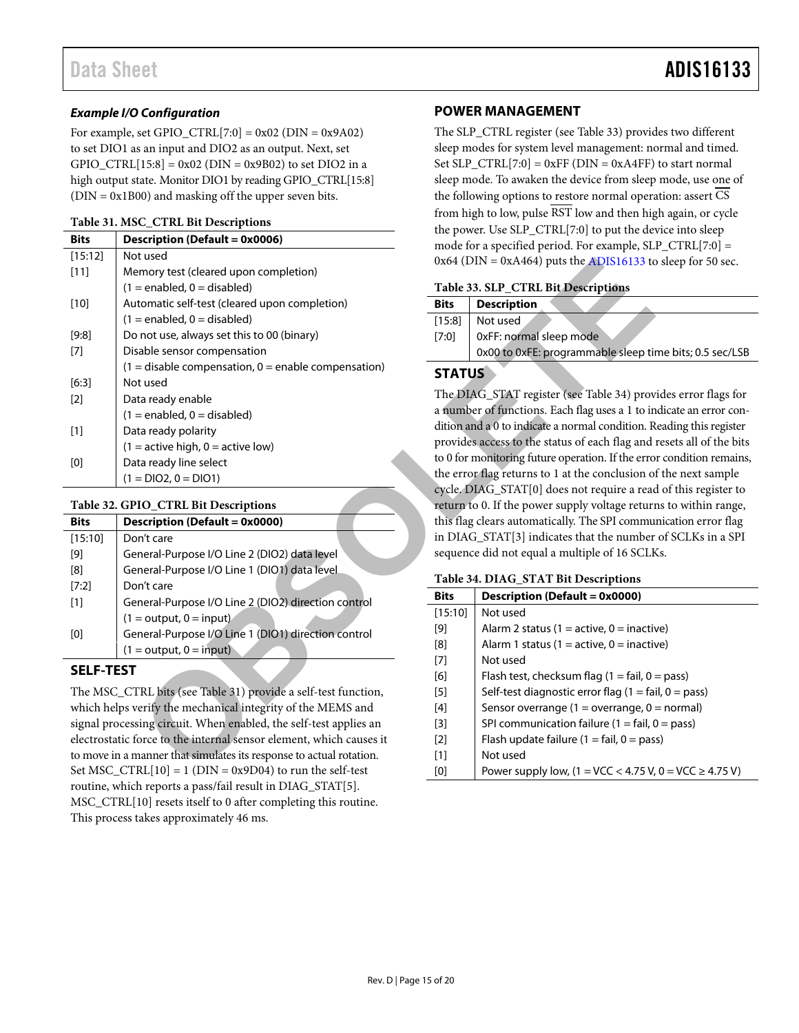### Example I/O Configuration

For example, set GPIO_CTRL[7:0] = 0x02 (DIN = 0x9A02) to set DIO1 as an input and DIO2 as an output. Next, set GPIO_CTRL[15:8] = 0x02 (DIN = 0x9B02) to set DIO2 in a high output state. Monitor DIO1 by reading GPIO_CTRL[15:8] (DIN = 0x1B00) and masking off the upper seven bits.

**Table 31. MSC_CTRL Bit Descriptions**

| Bits | Description (Default = 0x0006) |
|---|---|
| [15:12] | Not used |
| [11] | Memory test (cleared upon completion) |
| | (1 = enabled, 0 = disabled) |
| [10] | Automatic self-test (cleared upon completion) |
| | (1 = enabled, 0 = disabled) |
| [9:8] | Do not use, always set this to 00 (binary) |
| [7] | Disable sensor compensation |
| | (1 = disable compensation, 0 = enable compensation) |
| [6:3] | Not used |
| [2] | Data ready enable |
| | (1 = enabled, 0 = disabled) |
| [1] | Data ready polarity |
| | (1 = active high, 0 = active low) |
| [0] | Data ready line select |
| | (1 = DIO2, 0 = DIO1) |

**Table 32. GPIO_CTRL Bit Descriptions**

| Bits | Description (Default = 0x0000) |
|---|---|
| [15:10] | Don't care |
| [9] | General-Purpose I/O Line 2 (DIO2) data level |
| [8] | General-Purpose I/O Line 1 (DIO1) data level |
| [7:2] | Don't care |
| [1] | General-Purpose I/O Line 2 (DIO2) direction control |
| | (1 = output, 0 = input) |
| [0] | General-Purpose I/O Line 1 (DIO1) direction control |
| | (1 = output, 0 = input) |

## SELF-TEST

The MSC_CTRL bits (see Table 31) provide a self-test function, which helps verify the mechanical integrity of the MEMS and signal processing circuit. When enabled, the self-test applies an electrostatic force to the internal sensor element, which causes it to move in a manner that simulates its response to actual rotation. Set MSC_CTRL[10] = 1 (DIN = 0x9D04) to run the self-test routine, which reports a pass/fail result in DIAG_STAT[5]. MSC_CTRL[10] resets itself to 0 after completing this routine. This process takes approximately 46 ms.

## POWER MANAGEMENT

The SLP_CTRL register (see Table 33) provides two different sleep modes for system level management: normal and timed. Set SLP_CTRL[7:0] = 0xFF (DIN = 0xA4FF) to start normal sleep mode. To awaken the device from sleep mode, use one of the following options to restore normal operation: assert $\overline{CS}$ from high to low, pulse $\overline{RST}$ low and then high again, or cycle the power. Use SLP_CTRL[7:0] to put the device into sleep mode for a specified period. For example, SLP_CTRL[7:0] = 0x64 (DIN = 0xA464) puts the ADIS16133 to sleep for 50 sec.

**Table 33. SLP_CTRL Bit Descriptions**

| Bits | Description |
|---|---|
| [15:8] | Not used |
| [7:0] | 0xFF: normal sleep mode |
| | 0x00 to 0xFE: programmable sleep time bits; 0.5 sec/LSB |

## STATUS

The DIAG_STAT register (see Table 34) provides error flags for a number of functions. Each flag uses a 1 to indicate an error condition and a 0 to indicate a normal condition. Reading this register provides access to the status of each flag and resets all of the bits to 0 for monitoring future operation. If the error condition remains, the error flag returns to 1 at the conclusion of the next sample cycle. DIAG_STAT[0] does not require a read of this register to return to 0. If the power supply voltage returns to within range, this flag clears automatically. The SPI communication error flag in DIAG_STAT[3] indicates that the number of SCLKs in a SPI sequence did not equal a multiple of 16 SCLKs.

**Table 34. DIAG_STAT Bit Descriptions**

| Bits | Description (Default = 0x0000) |
|---|---|
| [15:10] | Not used |
| [9] | Alarm 2 status (1 = active, 0 = inactive) |
| [8] | Alarm 1 status (1 = active, 0 = inactive) |
| [7] | Not used |
| [6] | Flash test, checksum flag (1 = fail, 0 = pass) |
| [5] | Self-test diagnostic error flag (1 = fail, 0 = pass) |
| [4] | Sensor overrange (1 = overrange, 0 = normal) |
| [3] | SPI communication failure (1 = fail, 0 = pass) |
| [2] | Flash update failure (1 = fail, 0 = pass) |
| [1] | Not used |
| [0] | Power supply low, (1 = VCC < 4.75 V, 0 = VCC ≥ 4.75 V) |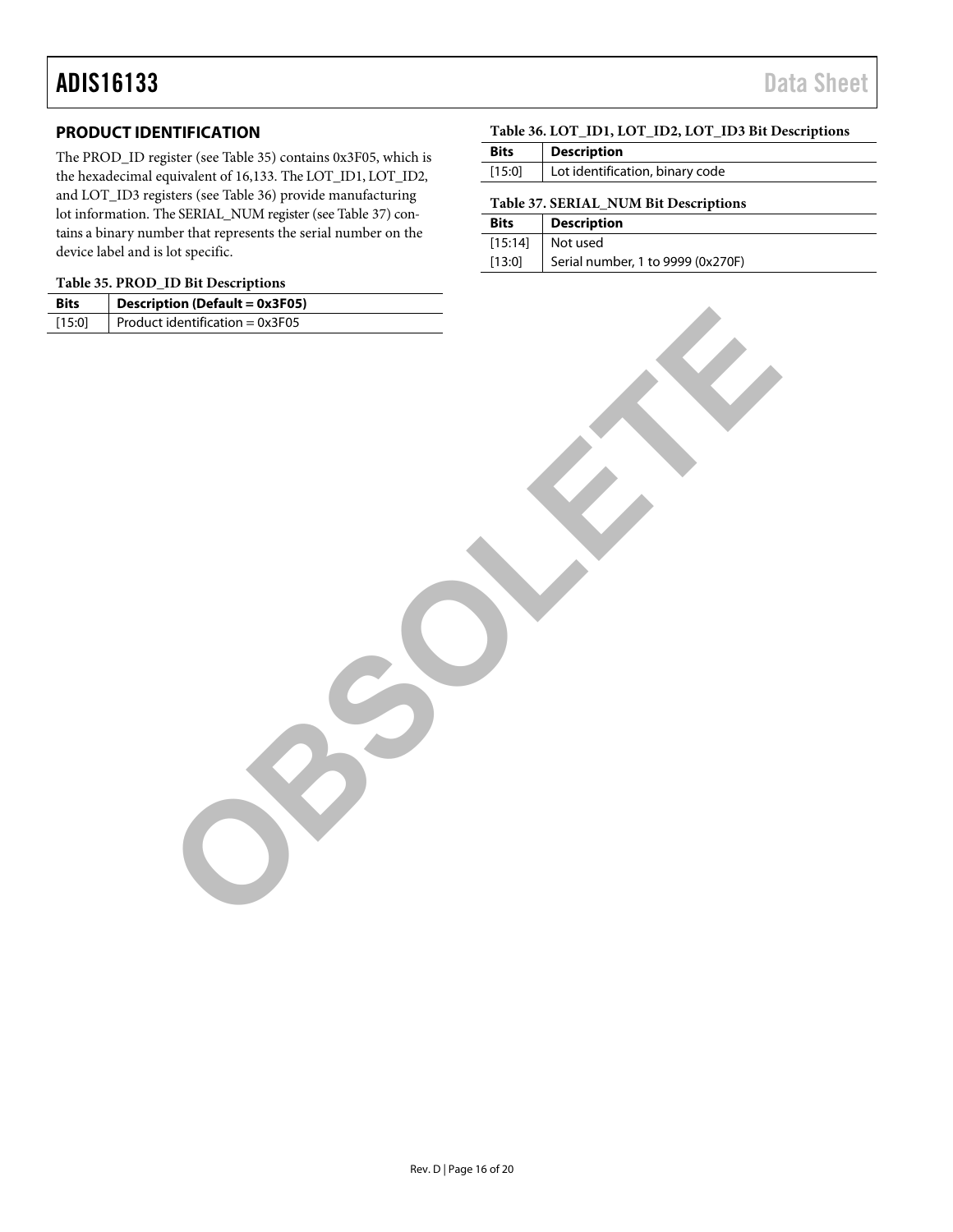## PRODUCT IDENTIFICATION

The PROD_ID register (see Table 35) contains 0x3F05, which is the hexadecimal equivalent of 16,133. The LOT_ID1, LOT_ID2, and LOT_ID3 registers (see Table 36) provide manufacturing lot information. The SERIAL_NUM register (see Table 37) contains a binary number that represents the serial number on the device label and is lot specific.

**Table 35. PROD_ID Bit Descriptions**

| Bits | Description (Default = 0x3F05) |
|---|---|
| [15:0] | Product identification = 0x3F05 |

**Table 36. LOT_ID1, LOT_ID2, LOT_ID3 Bit Descriptions**

| Bits | Description |
|---|---|
| [15:0] | Lot identification, binary code |

**Table 37. SERIAL_NUM Bit Descriptions**

| Bits | Description |
|---|---|
| [15:14] | Not used |
| [13:0] | Serial number, 1 to 9999 (0x270F) |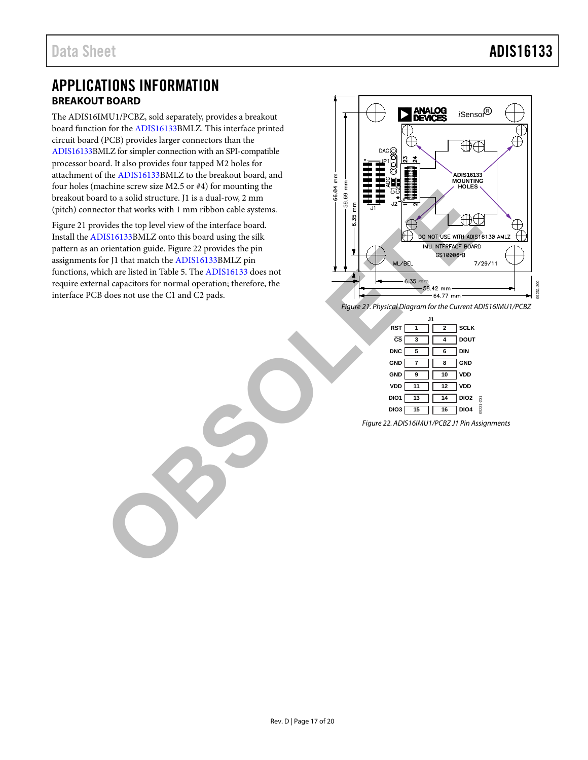# APPLICATIONS INFORMATION

## BREAKOUT BOARD

The ADIS16IMU1/PCBZ, sold separately, provides a breakout board function for the ADIS16133BMLZ. This interface printed circuit board (PCB) provides larger connectors than the ADIS16133BMLZ for simpler connection with an SPI-compatible processor board. It also provides four tapped M2 holes for attachment of the ADIS16133BMLZ to the breakout board, and four holes (machine screw size M2.5 or #4) for mounting the breakout board to a solid structure. J1 is a dual-row, 2 mm (pitch) connector that works with 1 mm ribbon cable systems.

Figure 21 provides the top level view of the interface board. Install the ADIS16133BMLZ onto this board using the silk pattern as an orientation guide. Figure 22 provides the pin assignments for J1 that match the ADIS16133BMLZ pin functions, which are listed in Table 5. The ADIS16133 does not require external capacitors for normal operation; therefore, the interface PCB does not use the C1 and C2 pads.

*Figure 21. Physical Diagram for the Current ADIS16IMU1/PCBZ*

| Signal | Pin | Pin | Signal |
|---|---|---|---|
| RST | 1 | 2 | SCLK |
| CS | 3 | 4 | DOUT |
| DNC | 5 | 6 | DIN |
| GND | 7 | 8 | GND |
| GND | 9 | 10 | VDD |
| VDD | 11 | 12 | VDD |
| DIO1 | 13 | 14 | DIO2 |
| DIO3 | 15 | 16 | DIO4 |

*Figure 22. ADIS16IMU1/PCBZ J1 Pin Assignments*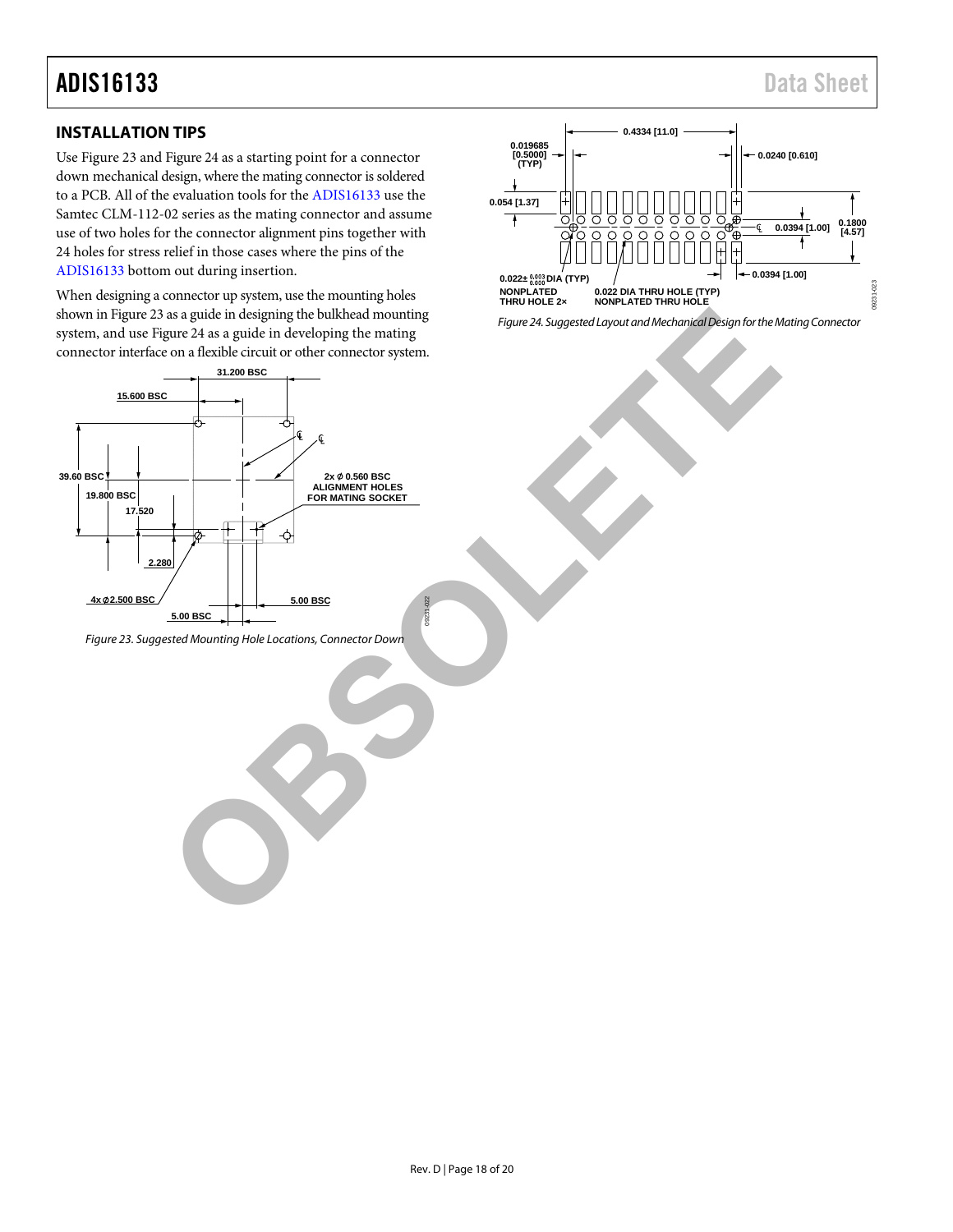## INSTALLATION TIPS

Use Figure 23 and Figure 24 as a starting point for a connector down mechanical design, where the mating connector is soldered to a PCB. All of the evaluation tools for the ADIS16133 use the Samtec CLM-112-02 series as the mating connector and assume use of two holes for the connector alignment pins together with 24 holes for stress relief in those cases where the pins of the ADIS16133 bottom out during insertion.

When designing a connector up system, use the mounting holes shown in Figure 23 as a guide in designing the bulkhead mounting system, and use Figure 24 as a guide in developing the mating connector interface on a flexible circuit or other connector system.

*Figure 23. Suggested Mounting Hole Locations, Connector Down*

*Figure 24. Suggested Layout and Mechanical Design for the Mating Connector*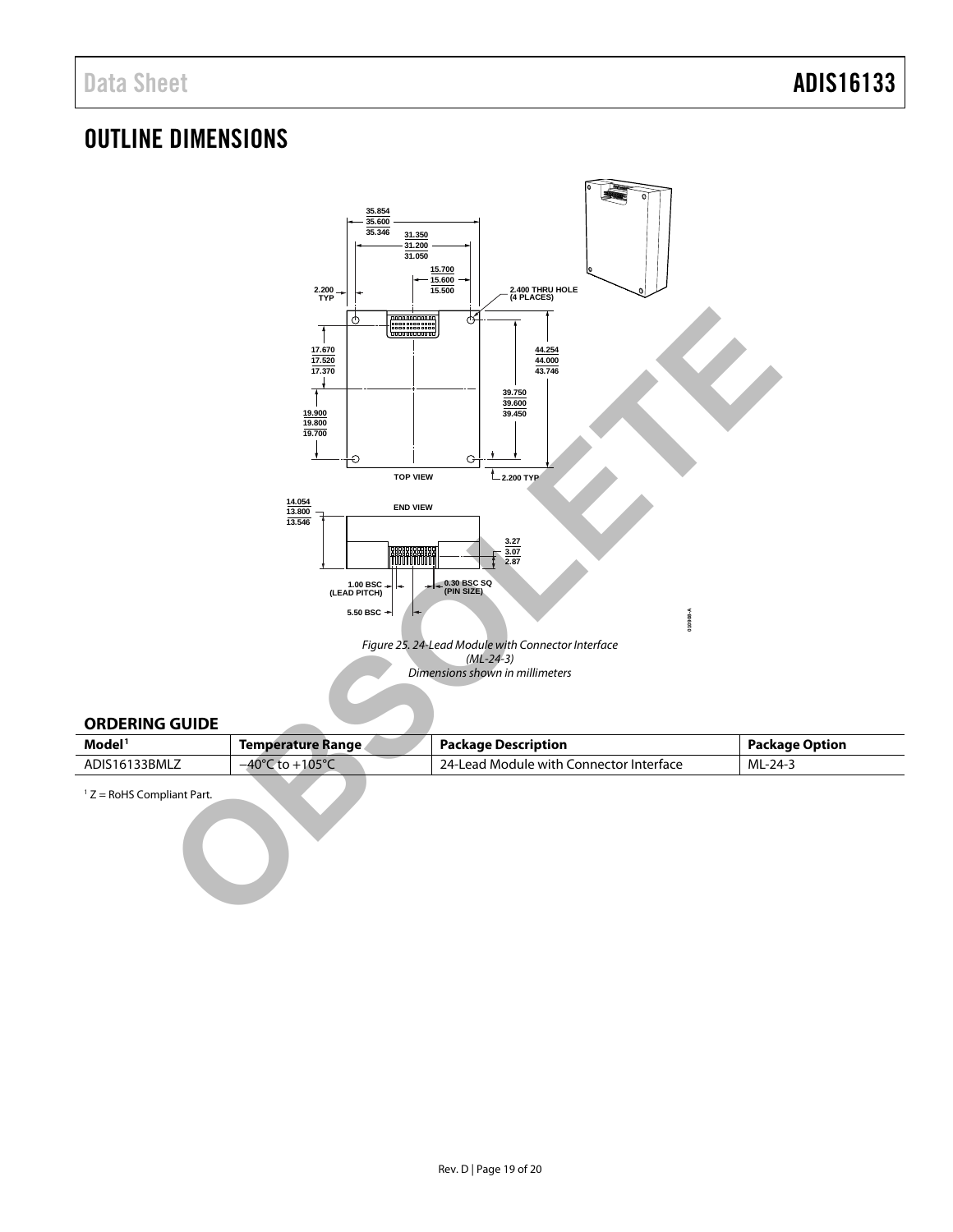# OUTLINE DIMENSIONS

Figure 25. 24-Lead Module with Connector Interface
(ML-24-3)
Dimensions shown in millimeters

## ORDERING GUIDE

| Model[1] | Temperature Range | Package Description | Package Option |
|---|---|---|---|
| ADIS16133BMLZ | −40°C to +105°C | 24-Lead Module with Connector Interface | ML-24-3 |

[1] Z = RoHS Compliant Part.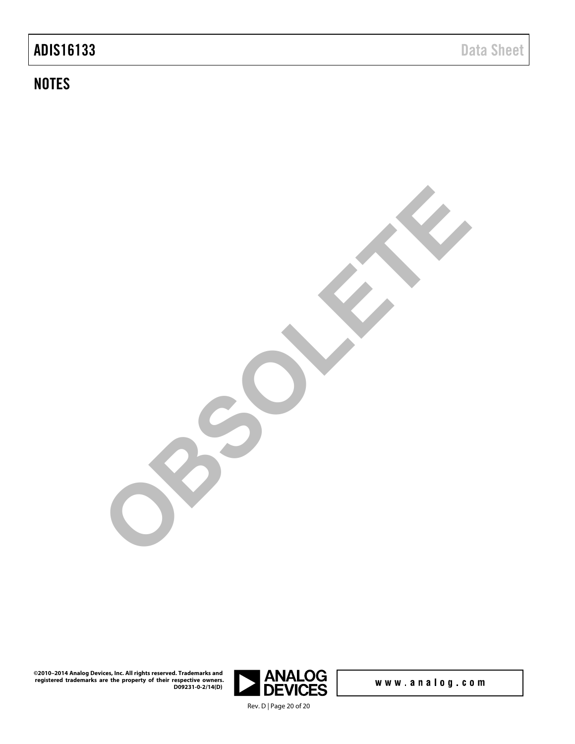## NOTES

OBSOLETE

©2010–2014 Analog Devices, Inc. All rights reserved. Trademarks and registered trademarks are the property of their respective owners.
D09231-0-2/14(D)

www.analog.com